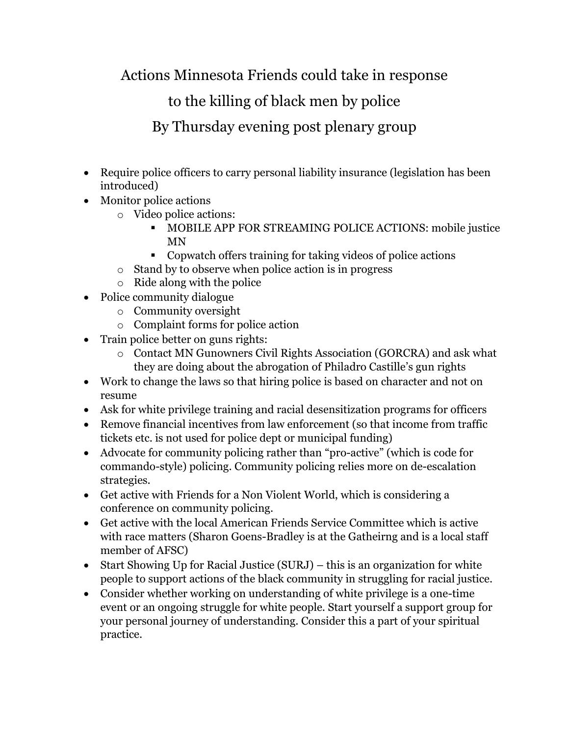# Actions Minnesota Friends could take in response to the killing of black men by police

## By Thursday evening post plenary group

- Require police officers to carry personal liability insurance (legislation has been introduced)
- Monitor police actions
  - Video police actions:
    - MOBILE APP FOR STREAMING POLICE ACTIONS: mobile justice MN
    - Copwatch offers training for taking videos of police actions
  - Stand by to observe when police action is in progress
  - Ride along with the police
- Police community dialogue
  - Community oversight
  - Complaint forms for police action
- Train police better on guns rights:
  - Contact MN Gunowners Civil Rights Association (GORCRA) and ask what they are doing about the abrogation of Philadro Castille's gun rights
- Work to change the laws so that hiring police is based on character and not on resume
- Ask for white privilege training and racial desensitization programs for officers
- Remove financial incentives from law enforcement (so that income from traffic tickets etc. is not used for police dept or municipal funding)
- Advocate for community policing rather than "pro-active" (which is code for commando-style) policing. Community policing relies more on de-escalation strategies.
- Get active with Friends for a Non Violent World, which is considering a conference on community policing.
- Get active with the local American Friends Service Committee which is active with race matters (Sharon Goens-Bradley is at the Gatheirng and is a local staff member of AFSC)
- Start Showing Up for Racial Justice (SURJ) – this is an organization for white people to support actions of the black community in struggling for racial justice.
- Consider whether working on understanding of white privilege is a one-time event or an ongoing struggle for white people. Start yourself a support group for your personal journey of understanding. Consider this a part of your spiritual practice.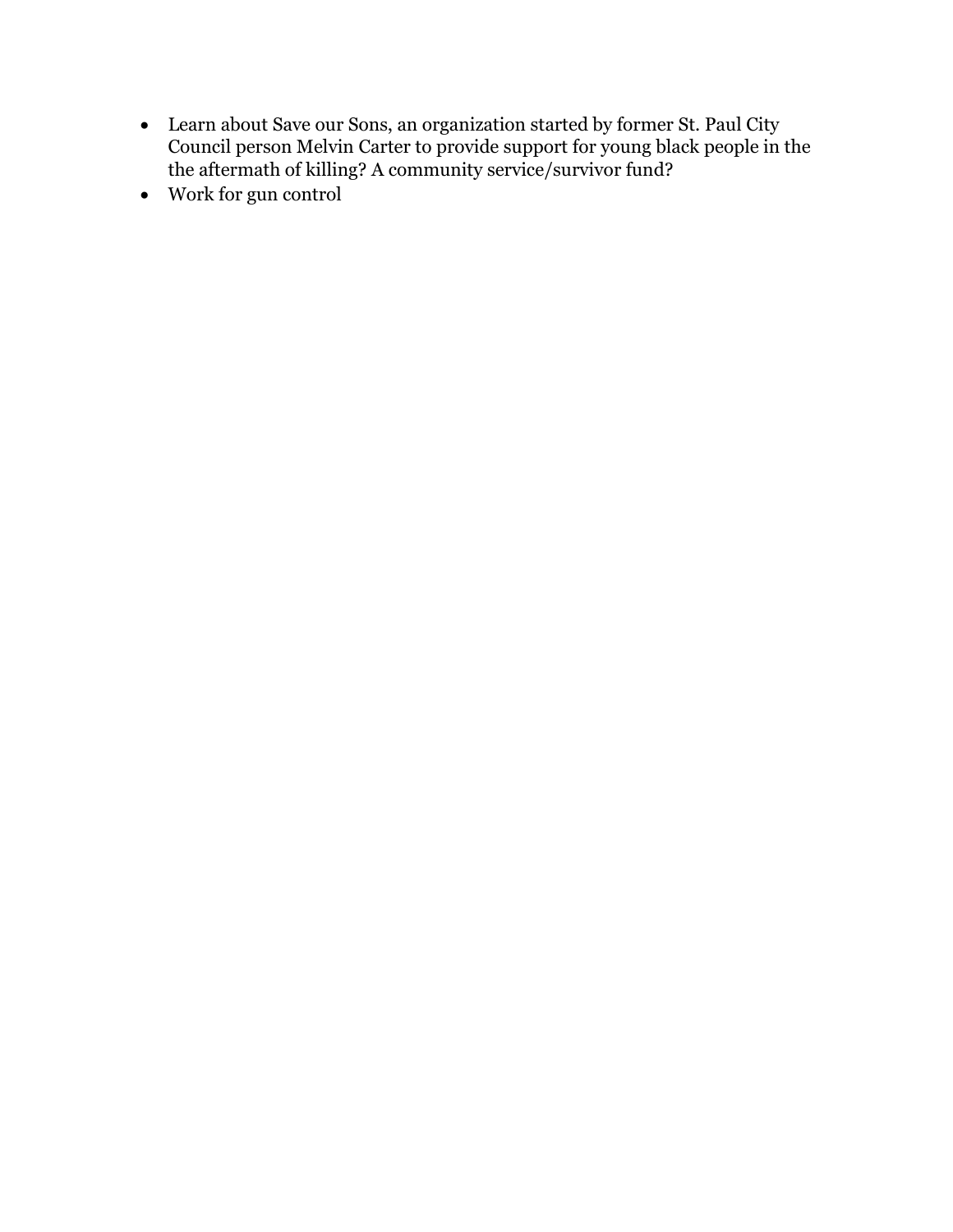- Learn about Save our Sons, an organization started by former St. Paul City Council person Melvin Carter to provide support for young black people in the the aftermath of killing? A community service/survivor fund?
- Work for gun control